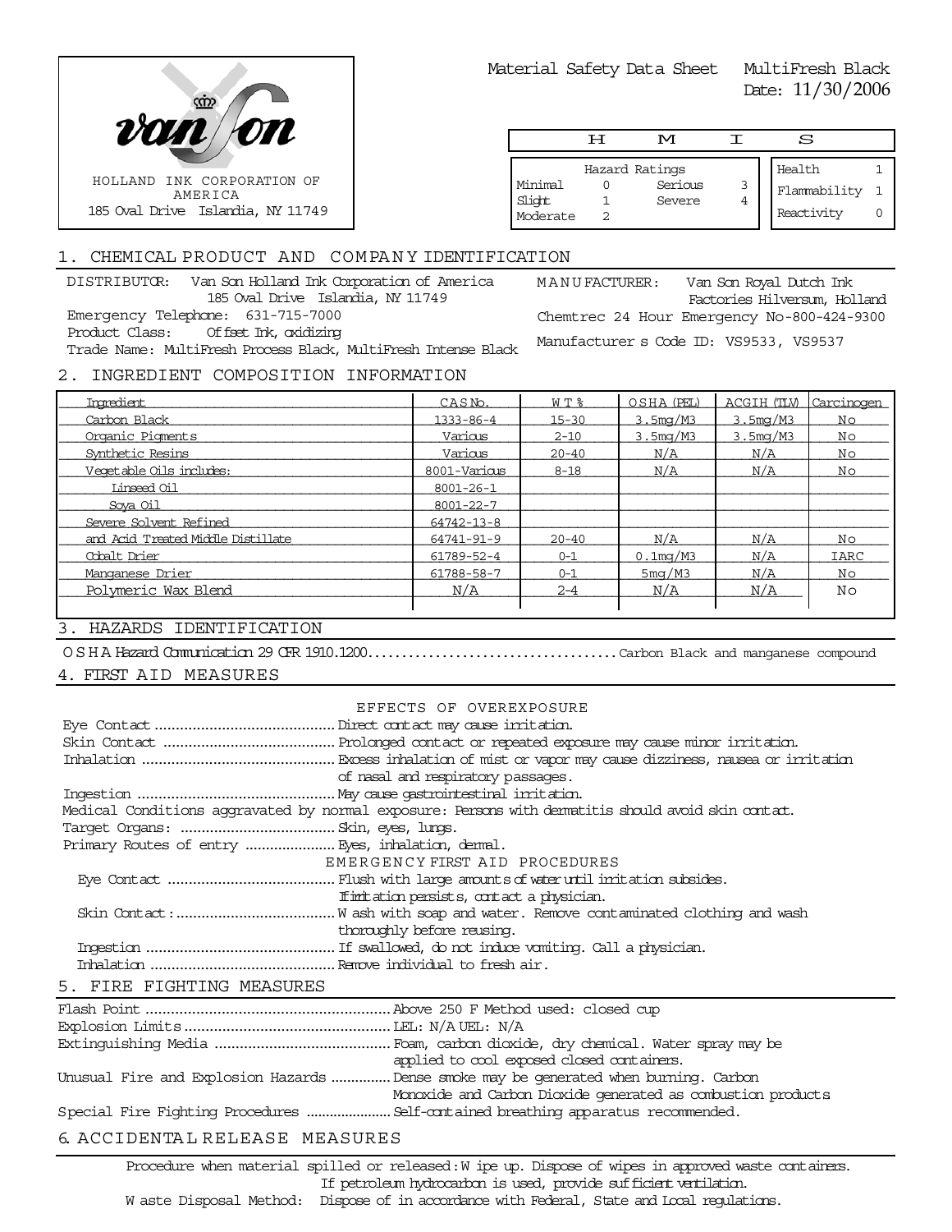van son

HOLLAND INK CORPORATION OF AMERICA
185 Oval Drive Islandia, NY 11749

Material Safety Data Sheet MultiFresh Black
Date: 11/30/2006

| H M I S | | | | | |
|---|---|---|---|---|---|
| Hazard Ratings | | | | Health | 1 |
| Minimal | 0 | Serious | 3 | Flammability | 1 |
| Slight | 1 | Severe | 4 | Reactivity | 0 |
| Moderate | 2 | | | | |

## 1. CHEMICAL PRODUCT AND COMPANY IDENTIFICATION

DISTRIBUTOR: Van Son Holland Ink Corporation of America
185 Oval Drive Islandia, NY 11749

Emergency Telephone: 631-715-7000

Product Class: Offset Ink, oxidizing

Trade Name: MultiFresh Process Black, MultiFresh Intense Black

MANUFACTURER: Van Son Royal Dutch Ink Factories Hilversum, Holland

Chemtrec 24 Hour Emergency No-800-424-9300

Manufacturer s Code ID: VS9533, VS9537

## 2. INGREDIENT COMPOSITION INFORMATION

| Ingredient | CAS No. | WT% | OSHA (PEL) | ACGIH (TLV) | Carcinogen |
|---|---|---|---|---|---|
| Carbon Black | 1333-86-4 | 15-30 | 3.5mg/M3 | 3.5mg/M3 | No |
| Organic Pigments | Various | 2-10 | 3.5mg/M3 | 3.5mg/M3 | No |
| Synthetic Resins | Various | 20-40 | N/A | N/A | No |
| Vegetable Oils includes: | 8001-Various | 8-18 | N/A | N/A | No |
| Linseed Oil | 8001-26-1 | | | | |
| Soya Oil | 8001-22-7 | | | | |
| Severe Solvent Refined | 64742-13-8 | | | | |
| and Acid Treated Middle Distillate | 64741-91-9 | 20-40 | N/A | N/A | No |
| Cobalt Drier | 61789-52-4 | 0-1 | 0.1mg/M3 | N/A | IARC |
| Manganese Drier | 61788-58-7 | 0-1 | 5mg/M3 | N/A | No |
| Polymeric Wax Blend | N/A | 2-4 | N/A | N/A | No |

## 3. HAZARDS IDENTIFICATION

OSHA Hazard Communication 29 CFR 1910.1200 .......... Carbon Black and manganese compound

## 4. FIRST AID MEASURES

### EFFECTS OF OVEREXPOSURE

Eye Contact .......... Direct contact may cause irritation.

Skin Contact .......... Prolonged contact or repeated exposure may cause minor irritation.

Inhalation .......... Excess inhalation of mist or vapor may cause dizziness, nausea or irritation of nasal and respiratory passages.

Ingestion .......... May cause gastrointestinal irritation.

Medical Conditions aggravated by normal exposure: Persons with dermatitis should avoid skin contact.

Target Organs: .......... Skin, eyes, lungs.

Primary Routes of entry .......... Eyes, inhalation, dermal.

### EMERGENCY FIRST AID PROCEDURES

Eye Contact .......... Flush with large amounts of water until irritation subsides. If irritation persists, contact a physician.

Skin Contact: .......... Wash with soap and water. Remove contaminated clothing and wash thoroughly before reusing.

Ingestion .......... If swallowed, do not induce vomiting. Call a physician.

Inhalation .......... Remove individual to fresh air.

## 5. FIRE FIGHTING MEASURES

Flash Point .......... Above 250 F Method used: closed cup

Explosion Limits .......... LEL: N/A UEL: N/A

Extinguishing Media .......... Foam, carbon dioxide, dry chemical. Water spray may be applied to cool exposed closed containers.

Unusual Fire and Explosion Hazards .......... Dense smoke may be generated when burning. Carbon Monoxide and Carbon Dioxide generated as combustion products

Special Fire Fighting Procedures .......... Self-contained breathing apparatus recommended.

## 6. ACCIDENTAL RELEASE MEASURES

Procedure when material spilled or released: Wipe up. Dispose of wipes in approved waste containers. If petroleum hydrocarbon is used, provide sufficient ventilation.

Waste Disposal Method: Dispose of in accordance with Federal, State and Local regulations.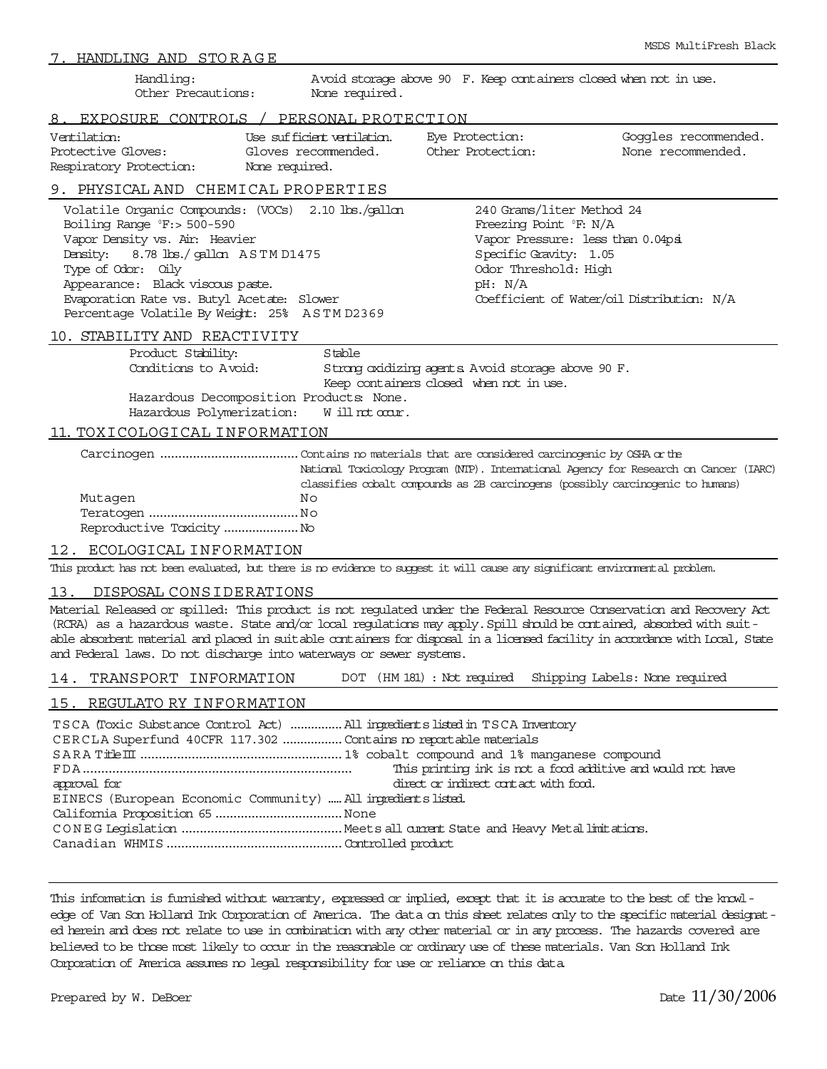## 7. HANDLING AND STORAGE

Handling: Avoid storage above 90 F. Keep containers closed when not in use.
Other Precautions: None required.

## 8. EXPOSURE CONTROLS / PERSONAL PROTECTION

| | | | |
|---|---|---|---|
| Ventilation: | Use sufficient ventilation. | Eye Protection: | Goggles recommended. |
| Protective Gloves: | Gloves recommended. | Other Protection: | None recommended. |
| Respiratory Protection: | None required. | | |

## 9. PHYSICAL AND CHEMICAL PROPERTIES

| | |
|---|---|
| Volatile Organic Compounds: (VOCs) 2.10 lbs./gallon | 240 Grams/liter Method 24 |
| Boiling Range °F:> 500-590 | Freezing Point °F: N/A |
| Vapor Density vs. Air: Heavier | Vapor Pressure: less than 0.04psi |
| Density: 8.78 lbs./ gallon ASTM D1475 | Specific Gravity: 1.05 |
| Type of Odor: Oily | Odor Threshold: High |
| Appearance: Black viscous paste. | pH: N/A |
| Evaporation Rate vs. Butyl Acetate: Slower | Coefficient of Water/oil Distribution: N/A |
| Percentage Volatile By Weight: 25% ASTM D2369 | |

## 10. STABILITY AND REACTIVITY

Product Stability: Stable
Conditions to Avoid: Strong oxidizing agents. Avoid storage above 90 F. Keep containers closed when not in use.
Hazardous Decomposition Products: None.
Hazardous Polymerization: Will not occur.

## 11. TOXICOLOGICAL INFORMATION

Carcinogen ...................................... Contains no materials that are considered carcinogenic by OSHA or the National Toxicology Program (NTP). International Agency for Research on Cancer (IARC) classifies cobalt compounds as 2B carcinogens (possibly carcinogenic to humans)
Mutagen No
Teratogen ......................................... No
Reproductive Toxicity ..................... No

## 12. ECOLOGICAL INFORMATION

This product has not been evaluated, but there is no evidence to suggest it will cause any significant environmental problem.

## 13. DISPOSAL CONSIDERATIONS

Material Released or spilled: This product is not regulated under the Federal Resource Conservation and Recovery Act (RCRA) as a hazardous waste. State and/or local regulations may apply. Spill should be contained, absorbed with suitable absorbent material and placed in suitable containers for disposal in a licensed facility in accordance with Local, State and Federal laws. Do not discharge into waterways or sewer systems.

## 14. TRANSPORT INFORMATION

DOT (HM 181) : Not required Shipping Labels: None required

## 15. REGULATORY INFORMATION

TSCA (Toxic Substance Control Act) .............. All ingredients listed in TSCA Inventory
CERCLA Superfund 40CFR 117.302 ................ Contains no reportable materials
SARA Title III ........................................................ 1% cobalt compound and 1% manganese compound
FDA ........................................................................ This printing ink is not a food additive and would not have approval for direct or indirect contact with food.
EINECS (European Economic Community) ..... All ingredients listed.
California Proposition 65 .................................. None
CONEG Legislation ........................................... Meets all current State and Heavy Metal limitations.
Canadian WHMIS ............................................... Controlled product

---

This information is furnished without warranty, expressed or implied, except that it is accurate to the best of the knowledge of Van Son Holland Ink Corporation of America. The data on this sheet relates only to the specific material designated herein and does not relate to use in combination with any other material or in any process. The hazards covered are believed to be those most likely to occur in the reasonable or ordinary use of these materials. Van Son Holland Ink Corporation of America assumes no legal responsibility for use or reliance on this data.

Prepared by W. DeBoer Date 11/30/2006